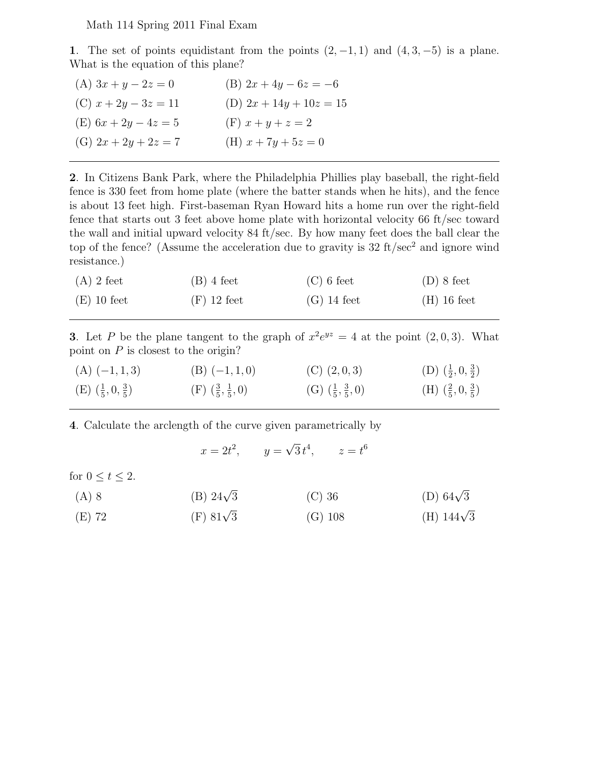Math 114 Spring 2011 Final Exam

**1**. The set of points equidistant from the points $(2,-1,1)$ and $(4,3,-5)$ is a plane. What is the equation of this plane?

(A) $3x+y-2z=0$

(B) $2x+4y-6z=-6$

(C) $x+2y-3z=11$

(D) $2x+14y+10z=15$

(E) $6x+2y-4z=5$

(F) $x+y+z=2$

(G) $2x+2y+2z=7$

(H) $x+7y+5z=0$

---

**2**. In Citizens Bank Park, where the Philadelphia Phillies play baseball, the right-field fence is 330 feet from home plate (where the batter stands when he hits), and the fence is about 13 feet high. First-baseman Ryan Howard hits a home run over the right-field fence that starts out 3 feet above home plate with horizontal velocity 66 ft/sec toward the wall and initial upward velocity 84 ft/sec. By how many feet does the ball clear the top of the fence? (Assume the acceleration due to gravity is 32 ft/sec$^2$ and ignore wind resistance.)

(A) 2 feet

(B) 4 feet

(C) 6 feet

(D) 8 feet

(E) 10 feet

(F) 12 feet

(G) 14 feet

(H) 16 feet

---

**3**. Let $P$ be the plane tangent to the graph of $x^2e^{yz}=4$ at the point $(2,0,3)$. What point on $P$ is closest to the origin?

(A) $(-1,1,3)$

(B) $(-1,1,0)$

(C) $(2,0,3)$

(D) $(\frac{1}{2},0,\frac{3}{2})$

(E) $(\frac{1}{5},0,\frac{3}{5})$

(F) $(\frac{3}{5},\frac{1}{5},0)$

(G) $(\frac{1}{5},\frac{3}{5},0)$

(H) $(\frac{2}{5},0,\frac{3}{5})$

---

**4**. Calculate the arclength of the curve given parametrically by

$$x=2t^2, \qquad y=\sqrt{3}\,t^4, \qquad z=t^6$$

for $0\le t\le 2$.

(A) 8

(B) $24\sqrt{3}$

(C) 36

(D) $64\sqrt{3}$

(E) 72

(F) $81\sqrt{3}$

(G) 108

(H) $144\sqrt{3}$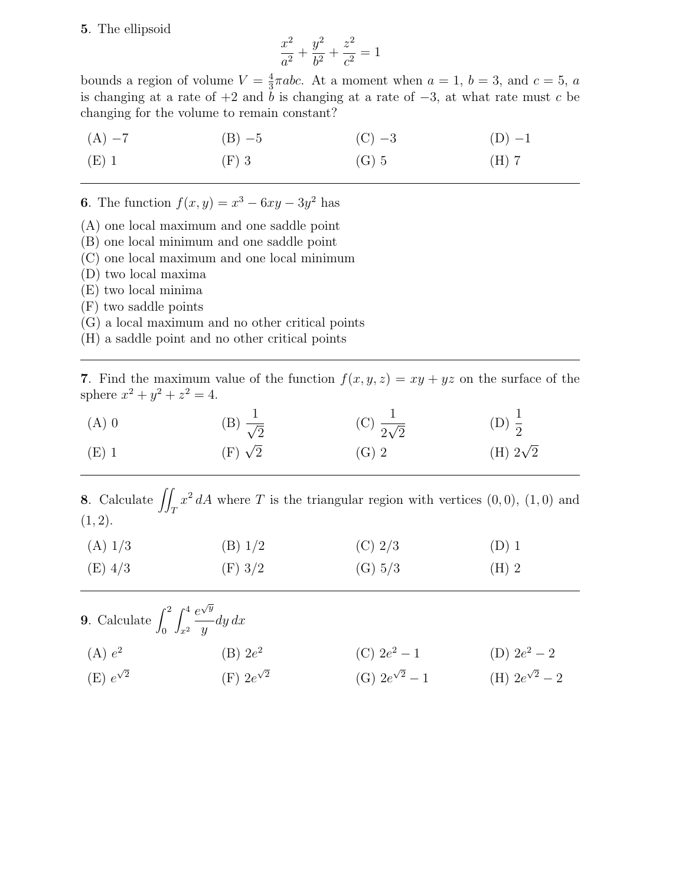**5**. The ellipsoid

$$\frac{x^2}{a^2} + \frac{y^2}{b^2} + \frac{z^2}{c^2} = 1$$

bounds a region of volume $V = \frac{4}{3}\pi abc$. At a moment when $a = 1$, $b = 3$, and $c = 5$, $a$ is changing at a rate of $+2$ and $b$ is changing at a rate of $-3$, at what rate must $c$ be changing for the volume to remain constant?

(A) $-7$ (B) $-5$ (C) $-3$ (D) $-1$

(E) $1$ (F) $3$ (G) $5$ (H) $7$

---

**6**. The function $f(x, y) = x^3 - 6xy - 3y^2$ has

(A) one local maximum and one saddle point
(B) one local minimum and one saddle point
(C) one local maximum and one local minimum
(D) two local maxima
(E) two local minima
(F) two saddle points
(G) a local maximum and no other critical points
(H) a saddle point and no other critical points

---

**7**. Find the maximum value of the function $f(x, y, z) = xy + yz$ on the surface of the sphere $x^2 + y^2 + z^2 = 4$.

(A) $0$ (B) $\frac{1}{\sqrt{2}}$ (C) $\frac{1}{2\sqrt{2}}$ (D) $\frac{1}{2}$

(E) $1$ (F) $\sqrt{2}$ (G) $2$ (H) $2\sqrt{2}$

---

**8**. Calculate $\iint_T x^2 \, dA$ where $T$ is the triangular region with vertices $(0, 0)$, $(1, 0)$ and $(1, 2)$.

(A) $1/3$ (B) $1/2$ (C) $2/3$ (D) $1$

(E) $4/3$ (F) $3/2$ (G) $5/3$ (H) $2$

---

**9**. Calculate $\int_0^2 \int_{x^2}^4 \frac{e^{\sqrt{y}}}{y} dy\, dx$

(A) $e^2$ (B) $2e^2$ (C) $2e^2 - 1$ (D) $2e^2 - 2$

(E) $e^{\sqrt{2}}$ (F) $2e^{\sqrt{2}}$ (G) $2e^{\sqrt{2}} - 1$ (H) $2e^{\sqrt{2}} - 2$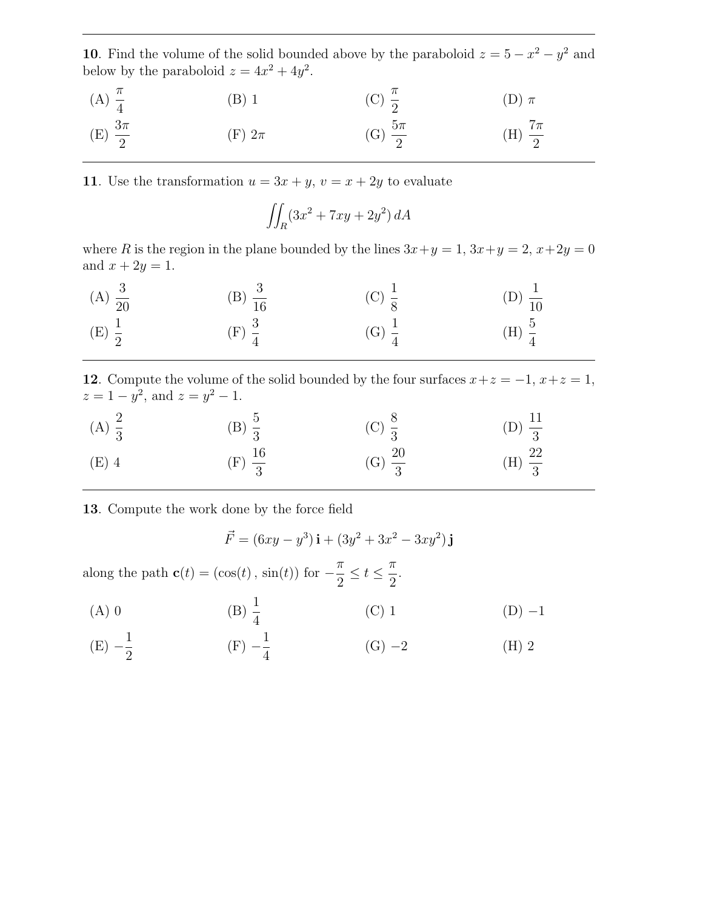---

**10**. Find the volume of the solid bounded above by the paraboloid $z = 5 - x^2 - y^2$ and below by the paraboloid $z = 4x^2 + 4y^2$.

(A) $\dfrac{\pi}{4}$  (B) 1  (C) $\dfrac{\pi}{2}$  (D) $\pi$

(E) $\dfrac{3\pi}{2}$  (F) $2\pi$  (G) $\dfrac{5\pi}{2}$  (H) $\dfrac{7\pi}{2}$

---

**11**. Use the transformation $u = 3x + y$, $v = x + 2y$ to evaluate

$$\iint_R (3x^2 + 7xy + 2y^2)\, dA$$

where $R$ is the region in the plane bounded by the lines $3x+y=1$, $3x+y=2$, $x+2y=0$ and $x+2y=1$.

(A) $\dfrac{3}{20}$  (B) $\dfrac{3}{16}$  (C) $\dfrac{1}{8}$  (D) $\dfrac{1}{10}$

(E) $\dfrac{1}{2}$  (F) $\dfrac{3}{4}$  (G) $\dfrac{1}{4}$  (H) $\dfrac{5}{4}$

---

**12**. Compute the volume of the solid bounded by the four surfaces $x+z=-1$, $x+z=1$, $z = 1-y^2$, and $z = y^2 - 1$.

(A) $\dfrac{2}{3}$  (B) $\dfrac{5}{3}$  (C) $\dfrac{8}{3}$  (D) $\dfrac{11}{3}$

(E) 4  (F) $\dfrac{16}{3}$  (G) $\dfrac{20}{3}$  (H) $\dfrac{22}{3}$

---

**13**. Compute the work done by the force field

$$\vec{F} = (6xy - y^3)\,\mathbf{i} + (3y^2 + 3x^2 - 3xy^2)\,\mathbf{j}$$

along the path $\mathbf{c}(t) = (\cos(t)\,,\, \sin(t))$ for $-\dfrac{\pi}{2} \le t \le \dfrac{\pi}{2}$.

(A) 0  (B) $\dfrac{1}{4}$  (C) 1  (D) $-1$

(E) $-\dfrac{1}{2}$  (F) $-\dfrac{1}{4}$  (G) $-2$  (H) 2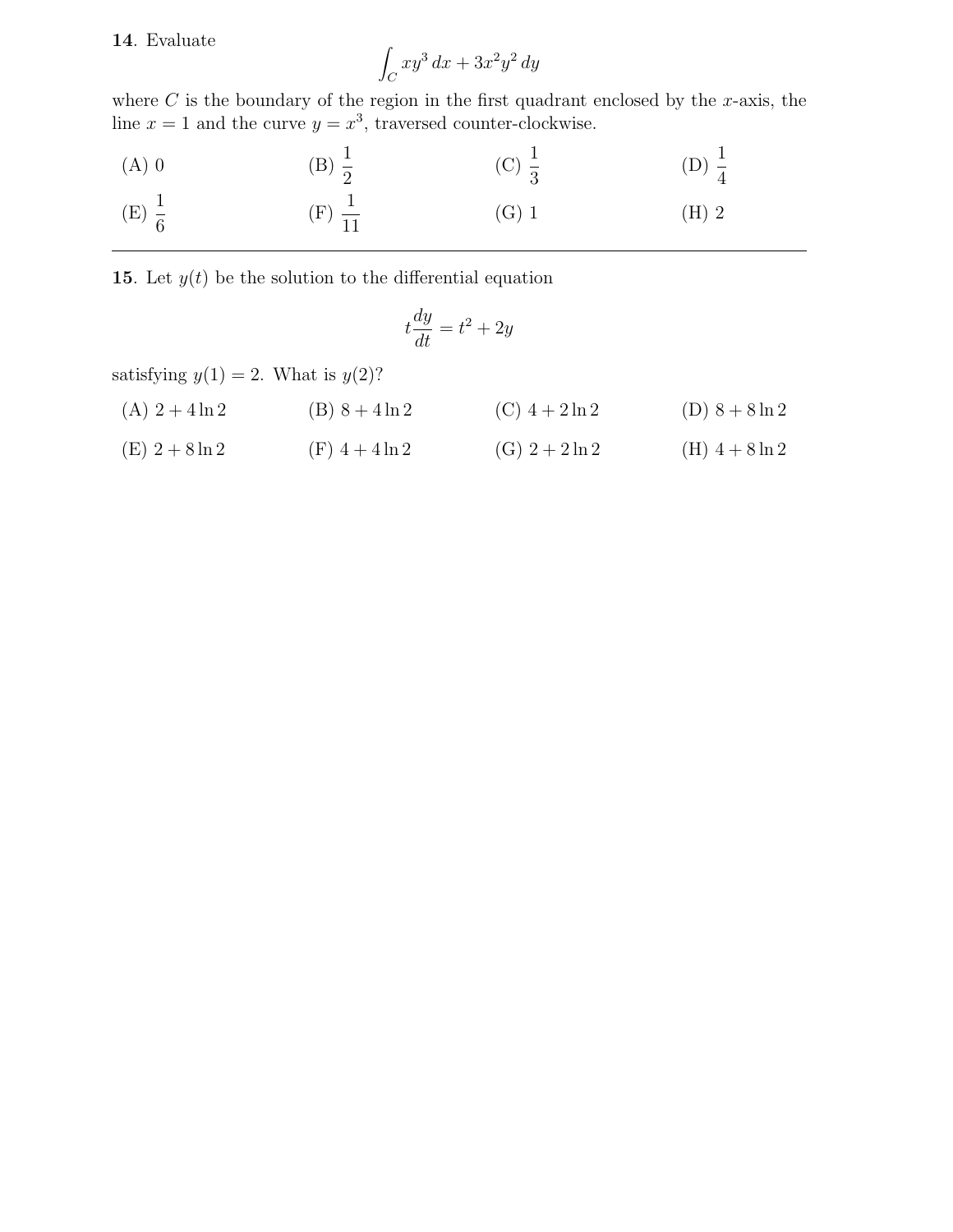**14**. Evaluate

$$\int_C xy^3\,dx + 3x^2y^2\,dy$$

where $C$ is the boundary of the region in the first quadrant enclosed by the $x$-axis, the line $x = 1$ and the curve $y = x^3$, traversed counter-clockwise.

(A) $0$ (B) $\frac{1}{2}$ (C) $\frac{1}{3}$ (D) $\frac{1}{4}$

(E) $\frac{1}{6}$ (F) $\frac{1}{11}$ (G) $1$ (H) $2$

---

**15**. Let $y(t)$ be the solution to the differential equation

$$t\frac{dy}{dt} = t^2 + 2y$$

satisfying $y(1) = 2$. What is $y(2)$?

(A) $2 + 4\ln 2$ (B) $8 + 4\ln 2$ (C) $4 + 2\ln 2$ (D) $8 + 8\ln 2$

(E) $2 + 8\ln 2$ (F) $4 + 4\ln 2$ (G) $2 + 2\ln 2$ (H) $4 + 8\ln 2$